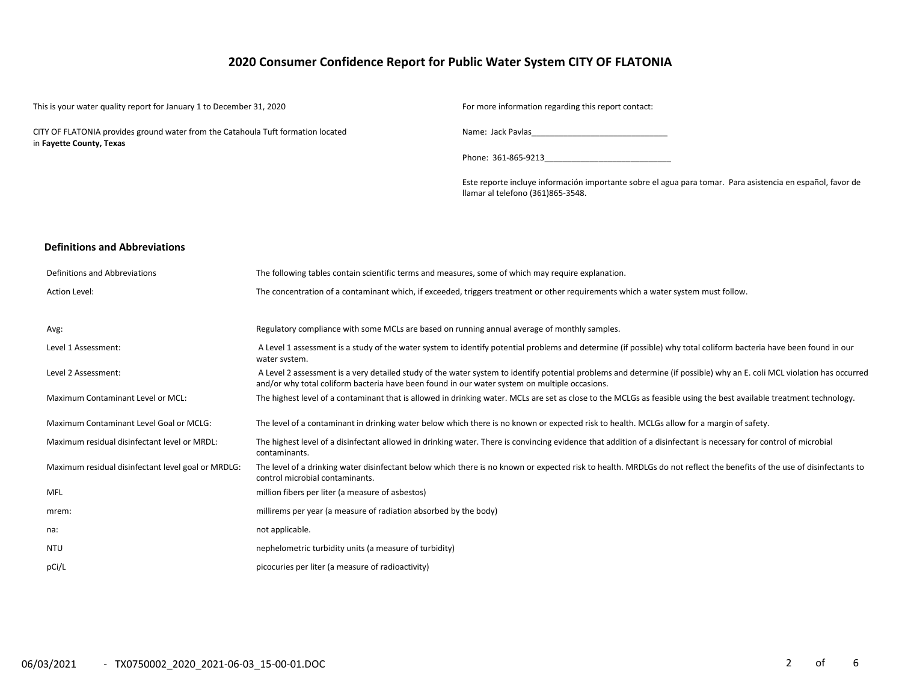# 2020 Consumer Confidence Report for Public Water System CITY OF FLATONIA

This is your water quality report for January 1 to December 31, 2020

CITY OF FLATONIA provides ground water from the Catahoula Tuft formation located in **Fayette County, Texas**

For more information regarding this report contact:

Name: Jack Pavlas______________________________

Phone: 361-865-9213____________________________

Este reporte incluye información importante sobre el agua para tomar. Para asistencia en español, favor de llamar al telefono (361)865-3548.

## Definitions and Abbreviations

| | |
|---|---|
| Definitions and Abbreviations | The following tables contain scientific terms and measures, some of which may require explanation. |
| Action Level: | The concentration of a contaminant which, if exceeded, triggers treatment or other requirements which a water system must follow. |
| Avg: | Regulatory compliance with some MCLs are based on running annual average of monthly samples. |
| Level 1 Assessment: | A Level 1 assessment is a study of the water system to identify potential problems and determine (if possible) why total coliform bacteria have been found in our water system. |
| Level 2 Assessment: | A Level 2 assessment is a very detailed study of the water system to identify potential problems and determine (if possible) why an E. coli MCL violation has occurred and/or why total coliform bacteria have been found in our water system on multiple occasions. |
| Maximum Contaminant Level or MCL: | The highest level of a contaminant that is allowed in drinking water. MCLs are set as close to the MCLGs as feasible using the best available treatment technology. |
| Maximum Contaminant Level Goal or MCLG: | The level of a contaminant in drinking water below which there is no known or expected risk to health. MCLGs allow for a margin of safety. |
| Maximum residual disinfectant level or MRDL: | The highest level of a disinfectant allowed in drinking water. There is convincing evidence that addition of a disinfectant is necessary for control of microbial contaminants. |
| Maximum residual disinfectant level goal or MRDLG: | The level of a drinking water disinfectant below which there is no known or expected risk to health. MRDLGs do not reflect the benefits of the use of disinfectants to control microbial contaminants. |
| MFL | million fibers per liter (a measure of asbestos) |
| mrem: | millirems per year (a measure of radiation absorbed by the body) |
| na: | not applicable. |
| NTU | nephelometric turbidity units (a measure of turbidity) |
| pCi/L | picocuries per liter (a measure of radioactivity) |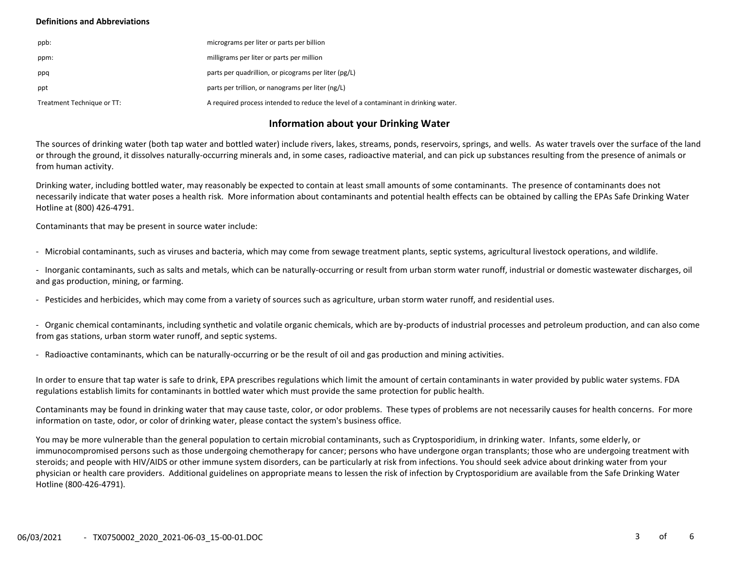**Definitions and Abbreviations**

| | |
|---|---|
| ppb: | micrograms per liter or parts per billion |
| ppm: | milligrams per liter or parts per million |
| ppq | parts per quadrillion, or picograms per liter (pg/L) |
| ppt | parts per trillion, or nanograms per liter (ng/L) |
| Treatment Technique or TT: | A required process intended to reduce the level of a contaminant in drinking water. |

## Information about your Drinking Water

The sources of drinking water (both tap water and bottled water) include rivers, lakes, streams, ponds, reservoirs, springs, and wells. As water travels over the surface of the land or through the ground, it dissolves naturally-occurring minerals and, in some cases, radioactive material, and can pick up substances resulting from the presence of animals or from human activity.

Drinking water, including bottled water, may reasonably be expected to contain at least small amounts of some contaminants. The presence of contaminants does not necessarily indicate that water poses a health risk. More information about contaminants and potential health effects can be obtained by calling the EPAs Safe Drinking Water Hotline at (800) 426-4791.

Contaminants that may be present in source water include:

- Microbial contaminants, such as viruses and bacteria, which may come from sewage treatment plants, septic systems, agricultural livestock operations, and wildlife.
- Inorganic contaminants, such as salts and metals, which can be naturally-occurring or result from urban storm water runoff, industrial or domestic wastewater discharges, oil and gas production, mining, or farming.
- Pesticides and herbicides, which may come from a variety of sources such as agriculture, urban storm water runoff, and residential uses.
- Organic chemical contaminants, including synthetic and volatile organic chemicals, which are by-products of industrial processes and petroleum production, and can also come from gas stations, urban storm water runoff, and septic systems.
- Radioactive contaminants, which can be naturally-occurring or be the result of oil and gas production and mining activities.

In order to ensure that tap water is safe to drink, EPA prescribes regulations which limit the amount of certain contaminants in water provided by public water systems. FDA regulations establish limits for contaminants in bottled water which must provide the same protection for public health.

Contaminants may be found in drinking water that may cause taste, color, or odor problems. These types of problems are not necessarily causes for health concerns. For more information on taste, odor, or color of drinking water, please contact the system's business office.

You may be more vulnerable than the general population to certain microbial contaminants, such as Cryptosporidium, in drinking water. Infants, some elderly, or immunocompromised persons such as those undergoing chemotherapy for cancer; persons who have undergone organ transplants; those who are undergoing treatment with steroids; and people with HIV/AIDS or other immune system disorders, can be particularly at risk from infections. You should seek advice about drinking water from your physician or health care providers. Additional guidelines on appropriate means to lessen the risk of infection by Cryptosporidium are available from the Safe Drinking Water Hotline (800-426-4791).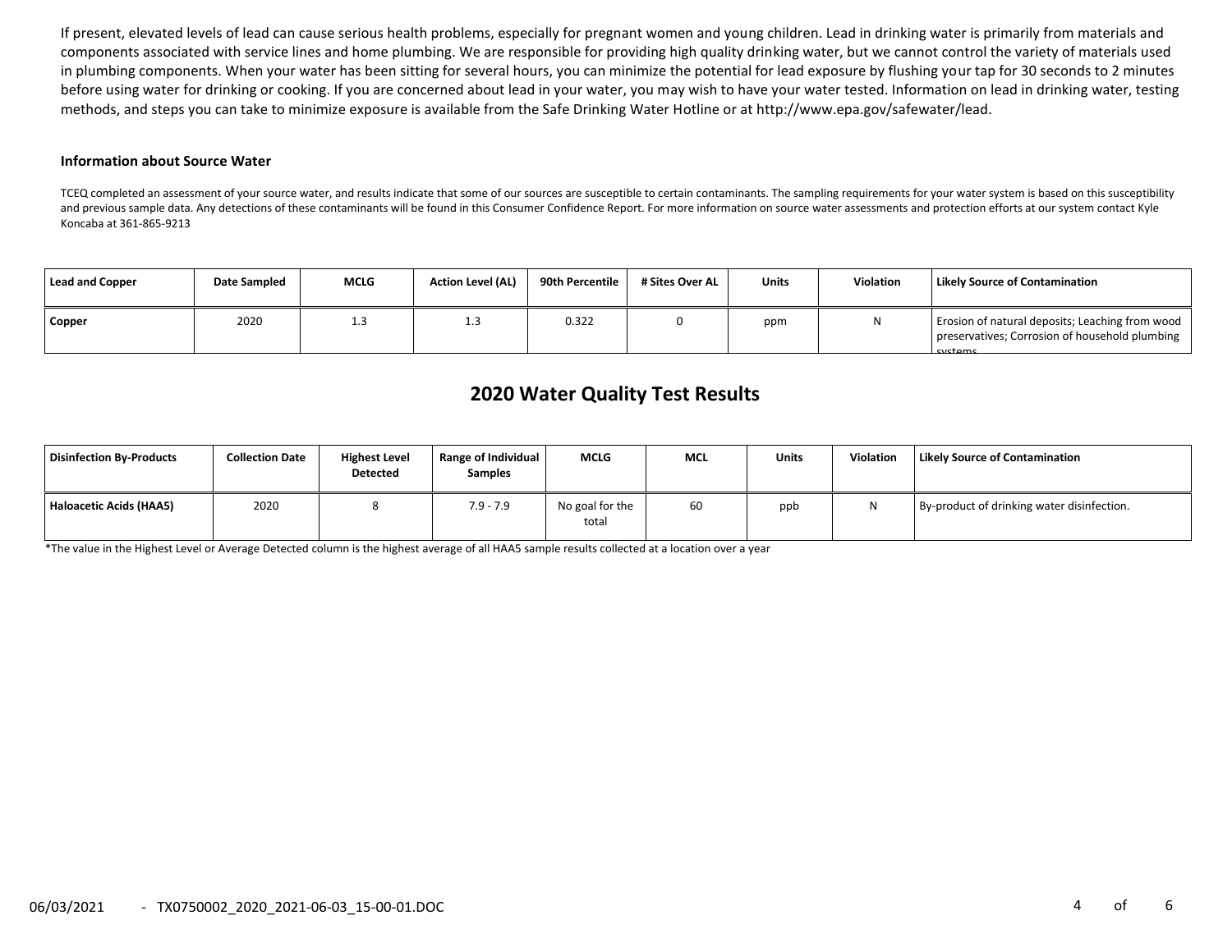If present, elevated levels of lead can cause serious health problems, especially for pregnant women and young children. Lead in drinking water is primarily from materials and components associated with service lines and home plumbing. We are responsible for providing high quality drinking water, but we cannot control the variety of materials used in plumbing components. When your water has been sitting for several hours, you can minimize the potential for lead exposure by flushing your tap for 30 seconds to 2 minutes before using water for drinking or cooking. If you are concerned about lead in your water, you may wish to have your water tested. Information on lead in drinking water, testing methods, and steps you can take to minimize exposure is available from the Safe Drinking Water Hotline or at http://www.epa.gov/safewater/lead.

**Information about Source Water**

TCEQ completed an assessment of your source water, and results indicate that some of our sources are susceptible to certain contaminants. The sampling requirements for your water system is based on this susceptibility and previous sample data. Any detections of these contaminants will be found in this Consumer Confidence Report. For more information on source water assessments and protection efforts at our system contact Kyle Koncaba at 361-865-9213

| Lead and Copper | Date Sampled | MCLG | Action Level (AL) | 90th Percentile | # Sites Over AL | Units | Violation | Likely Source of Contamination |
|---|---|---|---|---|---|---|---|---|
| Copper | 2020 | 1.3 | 1.3 | 0.322 | 0 | ppm | N | Erosion of natural deposits; Leaching from wood preservatives; Corrosion of household plumbing systems. |

## 2020 Water Quality Test Results

| Disinfection By-Products | Collection Date | Highest Level Detected | Range of Individual Samples | MCLG | MCL | Units | Violation | Likely Source of Contamination |
|---|---|---|---|---|---|---|---|---|
| Haloacetic Acids (HAA5) | 2020 | 8 | 7.9 - 7.9 | No goal for the total | 60 | ppb | N | By-product of drinking water disinfection. |

*The value in the Highest Level or Average Detected column is the highest average of all HAA5 sample results collected at a location over a year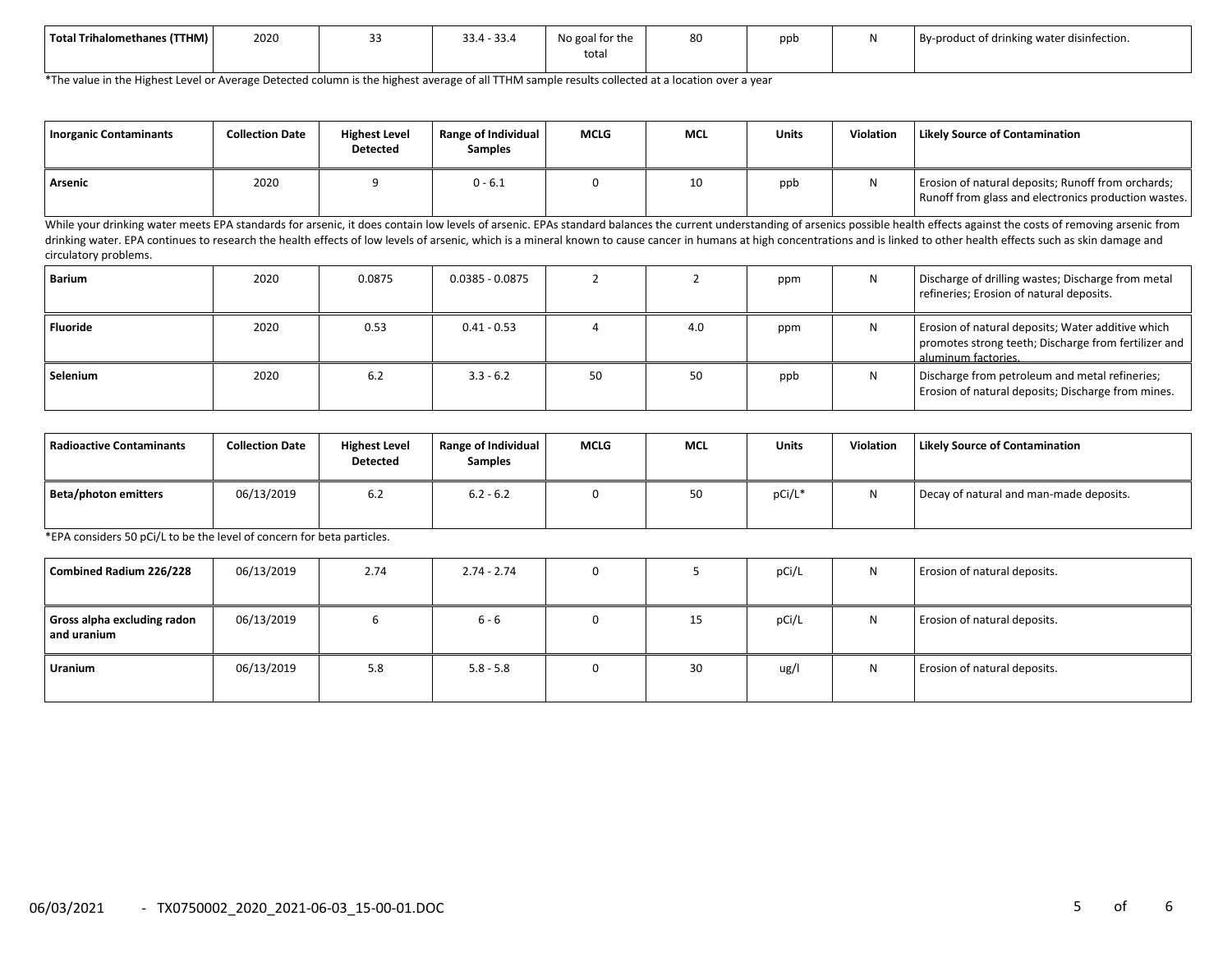| Total Trihalomethanes (TTHM) | 2020 | 33 | 33.4 - 33.4 | No goal for the total | 80 | ppb | N | By-product of drinking water disinfection. |
|---|---|---|---|---|---|---|---|---|

*The value in the Highest Level or Average Detected column is the highest average of all TTHM sample results collected at a location over a year

| Inorganic Contaminants | Collection Date | Highest Level Detected | Range of Individual Samples | MCLG | MCL | Units | Violation | Likely Source of Contamination |
|---|---|---|---|---|---|---|---|---|
| Arsenic | 2020 | 9 | 0 - 6.1 | 0 | 10 | ppb | N | Erosion of natural deposits; Runoff from orchards; Runoff from glass and electronics production wastes. |

While your drinking water meets EPA standards for arsenic, it does contain low levels of arsenic. EPAs standard balances the current understanding of arsenics possible health effects against the costs of removing arsenic from drinking water. EPA continues to research the health effects of low levels of arsenic, which is a mineral known to cause cancer in humans at high concentrations and is linked to other health effects such as skin damage and circulatory problems.

| Inorganic Contaminants | Collection Date | Highest Level Detected | Range of Individual Samples | MCLG | MCL | Units | Violation | Likely Source of Contamination |
|---|---|---|---|---|---|---|---|---|
| Barium | 2020 | 0.0875 | 0.0385 - 0.0875 | 2 | 2 | ppm | N | Discharge of drilling wastes; Discharge from metal refineries; Erosion of natural deposits. |
| Fluoride | 2020 | 0.53 | 0.41 - 0.53 | 4 | 4.0 | ppm | N | Erosion of natural deposits; Water additive which promotes strong teeth; Discharge from fertilizer and aluminum factories. |
| Selenium | 2020 | 6.2 | 3.3 - 6.2 | 50 | 50 | ppb | N | Discharge from petroleum and metal refineries; Erosion of natural deposits; Discharge from mines. |

| Radioactive Contaminants | Collection Date | Highest Level Detected | Range of Individual Samples | MCLG | MCL | Units | Violation | Likely Source of Contamination |
|---|---|---|---|---|---|---|---|---|
| Beta/photon emitters | 06/13/2019 | 6.2 | 6.2 - 6.2 | 0 | 50 | pCi/L* | N | Decay of natural and man-made deposits. |

*EPA considers 50 pCi/L to be the level of concern for beta particles.

| Radioactive Contaminants | Collection Date | Highest Level Detected | Range of Individual Samples | MCLG | MCL | Units | Violation | Likely Source of Contamination |
|---|---|---|---|---|---|---|---|---|
| Combined Radium 226/228 | 06/13/2019 | 2.74 | 2.74 - 2.74 | 0 | 5 | pCi/L | N | Erosion of natural deposits. |
| Gross alpha excluding radon and uranium | 06/13/2019 | 6 | 6 - 6 | 0 | 15 | pCi/L | N | Erosion of natural deposits. |
| Uranium | 06/13/2019 | 5.8 | 5.8 - 5.8 | 0 | 30 | ug/l | N | Erosion of natural deposits. |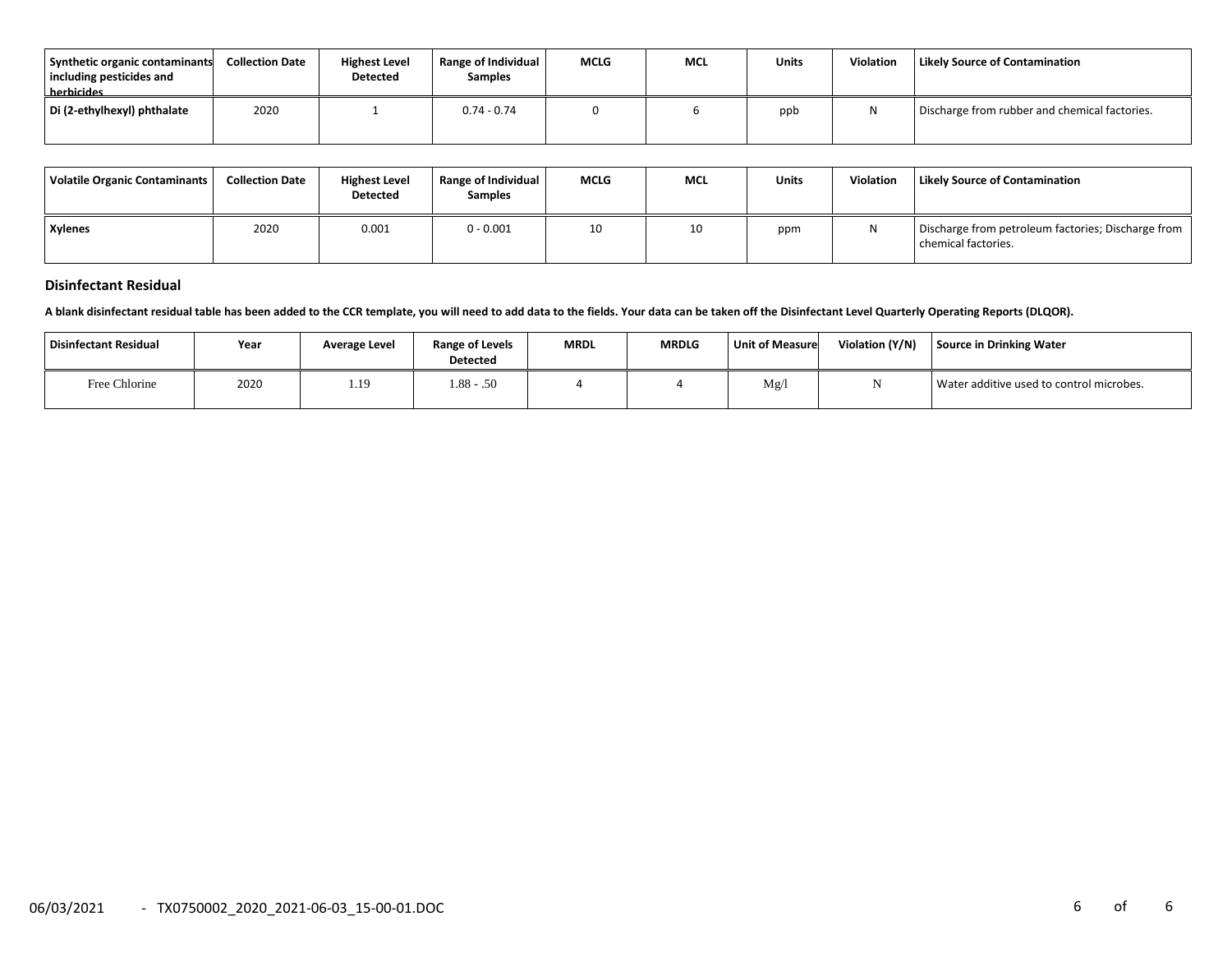| Synthetic organic contaminants including pesticides and herbicides | Collection Date | Highest Level Detected | Range of Individual Samples | MCLG | MCL | Units | Violation | Likely Source of Contamination |
|---|---|---|---|---|---|---|---|---|
| **Di (2-ethylhexyl) phthalate** | 2020 | 1 | 0.74 - 0.74 | 0 | 6 | ppb | N | Discharge from rubber and chemical factories. |

| Volatile Organic Contaminants | Collection Date | Highest Level Detected | Range of Individual Samples | MCLG | MCL | Units | Violation | Likely Source of Contamination |
|---|---|---|---|---|---|---|---|---|
| **Xylenes** | 2020 | 0.001 | 0 - 0.001 | 10 | 10 | ppm | N | Discharge from petroleum factories; Discharge from chemical factories. |

### Disinfectant Residual

**A blank disinfectant residual table has been added to the CCR template, you will need to add data to the fields. Your data can be taken off the Disinfectant Level Quarterly Operating Reports (DLQOR).**

| Disinfectant Residual | Year | Average Level | Range of Levels Detected | MRDL | MRDLG | Unit of Measure | Violation (Y/N) | Source in Drinking Water |
|---|---|---|---|---|---|---|---|---|
| Free Chlorine | 2020 | 1.19 | 1.88 - .50 | 4 | 4 | Mg/l | N | Water additive used to control microbes. |

06/03/2021 - TX0750002_2020_2021-06-03_15-00-01.DOC